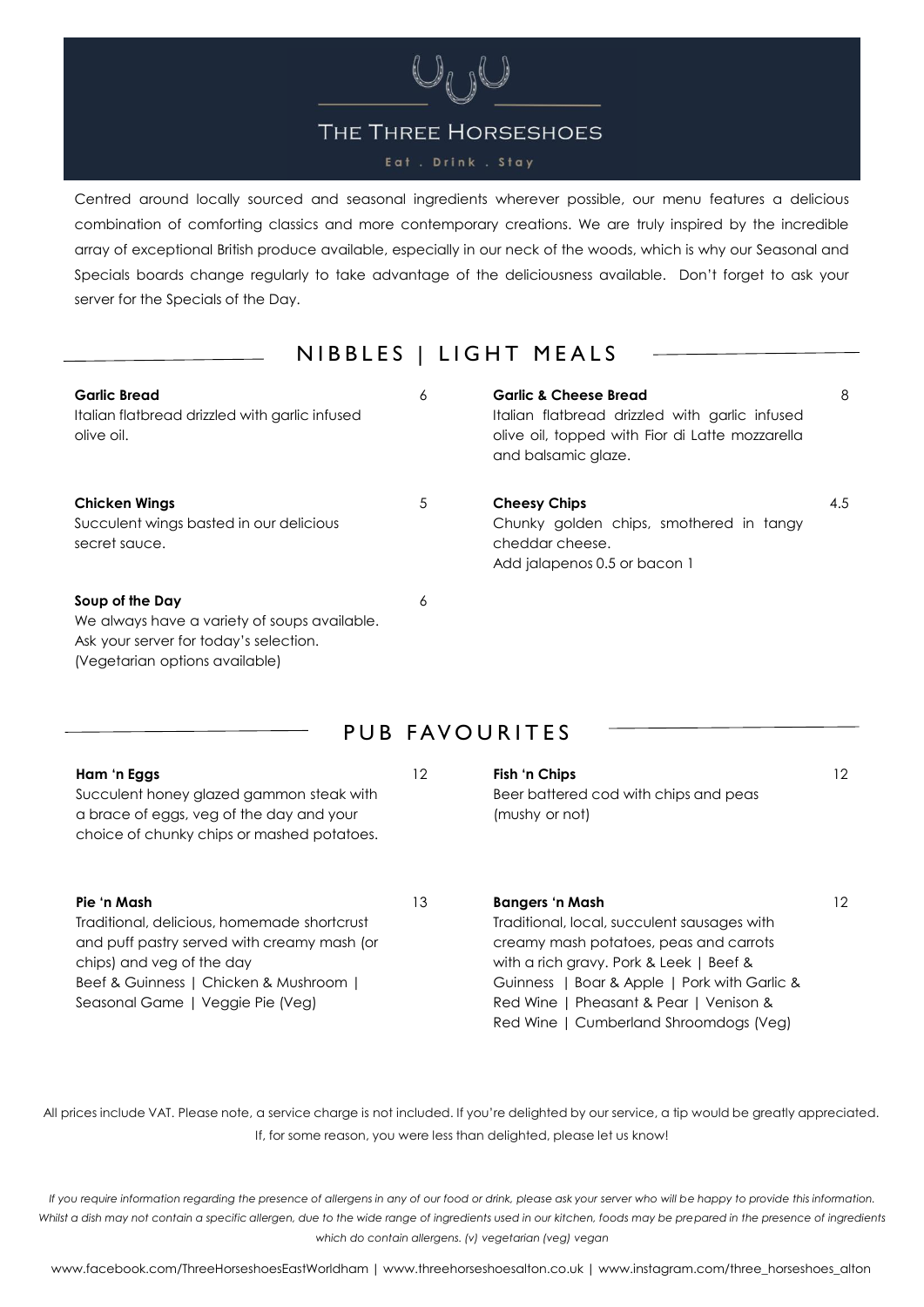# THE THREE HORSESHOES

Eat . Drink . Stay

Centred around locally sourced and seasonal ingredients wherever possible, our menu features a delicious combination of comforting classics and more contemporary creations. We are truly inspired by the incredible array of exceptional British produce available, especially in our neck of the woods, which is why our Seasonal and Specials boards change regularly to take advantage of the deliciousness available. Don't forget to ask your server for the Specials of the Day.

## NIBBLES | LIGHT MEALS

**Garlic Bread** 6
Italian flatbread drizzled with garlic infused olive oil.

**Chicken Wings** 5
Succulent wings basted in our delicious secret sauce.

**Soup of the Day** 6
We always have a variety of soups available. Ask your server for today's selection. (Vegetarian options available)

**Garlic & Cheese Bread** 8
Italian flatbread drizzled with garlic infused olive oil, topped with Fior di Latte mozzarella and balsamic glaze.

**Cheesy Chips** 4.5
Chunky golden chips, smothered in tangy cheddar cheese.
Add jalapenos 0.5 or bacon 1

## PUB FAVOURITES

**Ham 'n Eggs** 12
Succulent honey glazed gammon steak with a brace of eggs, veg of the day and your choice of chunky chips or mashed potatoes.

**Pie 'n Mash** 13
Traditional, delicious, homemade shortcrust and puff pastry served with creamy mash (or chips) and veg of the day
Beef & Guinness | Chicken & Mushroom | Seasonal Game | Veggie Pie (Veg)

**Fish 'n Chips** 12
Beer battered cod with chips and peas (mushy or not)

**Bangers 'n Mash** 12
Traditional, local, succulent sausages with creamy mash potatoes, peas and carrots with a rich gravy. Pork & Leek | Beef & Guinness | Boar & Apple | Pork with Garlic & Red Wine | Pheasant & Pear | Venison & Red Wine | Cumberland Shroomdogs (Veg)

All prices include VAT. Please note, a service charge is not included. If you're delighted by our service, a tip would be greatly appreciated. If, for some reason, you were less than delighted, please let us know!

*If you require information regarding the presence of allergens in any of our food or drink, please ask your server who will be happy to provide this information. Whilst a dish may not contain a specific allergen, due to the wide range of ingredients used in our kitchen, foods may be prepared in the presence of ingredients which do contain allergens. (v) vegetarian (veg) vegan*

www.facebook.com/ThreeHorseshoesEastWorldham | www.threehorseshoesalton.co.uk | www.instagram.com/three_horseshoes_alton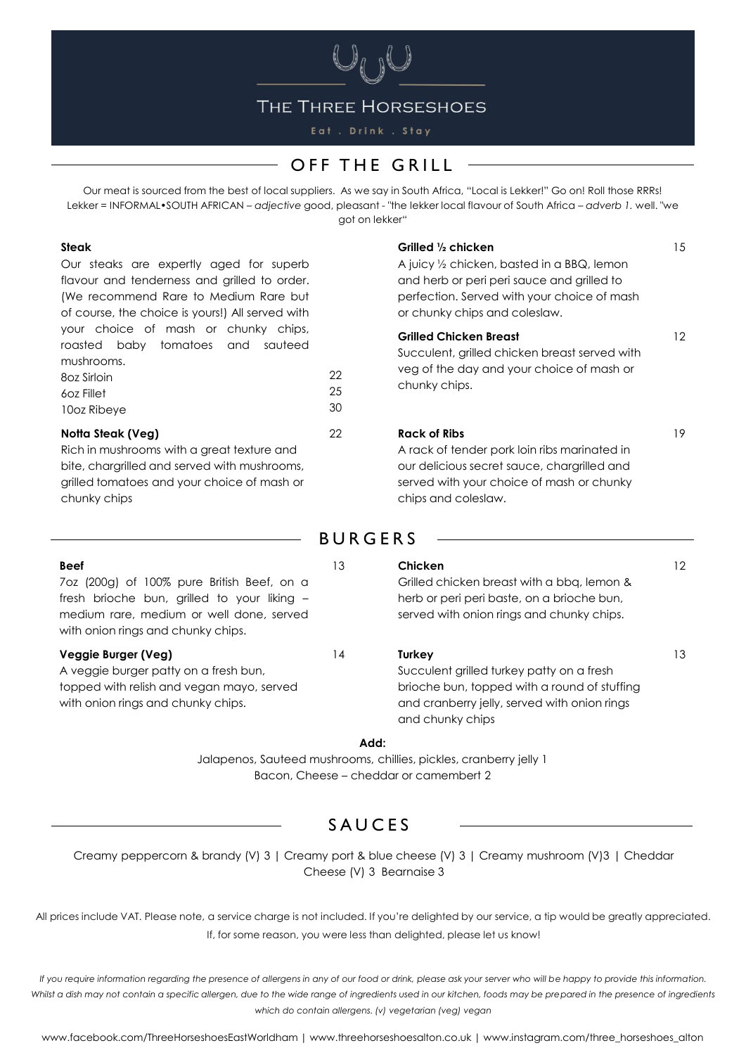# The Three Horseshoes

Eat . Drink . Stay

## OFF THE GRILL

Our meat is sourced from the best of local suppliers. As we say in South Africa, "Local is Lekker!" Go on! Roll those RRRs!
Lekker = INFORMAL•SOUTH AFRICAN – *adjective* good, pleasant - "the lekker local flavour of South Africa – *adverb 1.* well. "we got on lekker"

**Steak**

Our steaks are expertly aged for superb flavour and tenderness and grilled to order. (We recommend Rare to Medium Rare but of course, the choice is yours!) All served with your choice of mash or chunky chips, roasted baby tomatoes and sauteed mushrooms.

| | |
|---|---|
| 8oz Sirloin | 22 |
| 6oz Fillet | 25 |
| 10oz Ribeye | 30 |

**Notta Steak (Veg)** 22

Rich in mushrooms with a great texture and bite, chargrilled and served with mushrooms, grilled tomatoes and your choice of mash or chunky chips

**Grilled ½ chicken** 15

A juicy ½ chicken, basted in a BBQ, lemon and herb or peri peri sauce and grilled to perfection. Served with your choice of mash or chunky chips and coleslaw.

**Grilled Chicken Breast** 12

Succulent, grilled chicken breast served with veg of the day and your choice of mash or chunky chips.

**Rack of Ribs** 19

A rack of tender pork loin ribs marinated in our delicious secret sauce, chargrilled and served with your choice of mash or chunky chips and coleslaw.

## BURGERS

**Beef** 13

7oz (200g) of 100% pure British Beef, on a fresh brioche bun, grilled to your liking – medium rare, medium or well done, served with onion rings and chunky chips.

**Veggie Burger (Veg)** 14

A veggie burger patty on a fresh bun, topped with relish and vegan mayo, served with onion rings and chunky chips.

**Chicken** 12

Grilled chicken breast with a bbq, lemon & herb or peri peri baste, on a brioche bun, served with onion rings and chunky chips.

**Turkey** 13

Succulent grilled turkey patty on a fresh brioche bun, topped with a round of stuffing and cranberry jelly, served with onion rings and chunky chips

**Add:**

Jalapenos, Sauteed mushrooms, chillies, pickles, cranberry jelly 1
Bacon, Cheese – cheddar or camembert 2

## SAUCES

Creamy peppercorn & brandy (V) 3 | Creamy port & blue cheese (V) 3 | Creamy mushroom (V)3 | Cheddar Cheese (V) 3 Bearnaise 3

All prices include VAT. Please note, a service charge is not included. If you're delighted by our service, a tip would be greatly appreciated. If, for some reason, you were less than delighted, please let us know!

*If you require information regarding the presence of allergens in any of our food or drink, please ask your server who will be happy to provide this information. Whilst a dish may not contain a specific allergen, due to the wide range of ingredients used in our kitchen, foods may be prepared in the presence of ingredients which do contain allergens. (v) vegetarian (veg) vegan*

www.facebook.com/ThreeHorseshoesEastWorldham | www.threehorseshoesalton.co.uk | www.instagram.com/three_horseshoes_alton